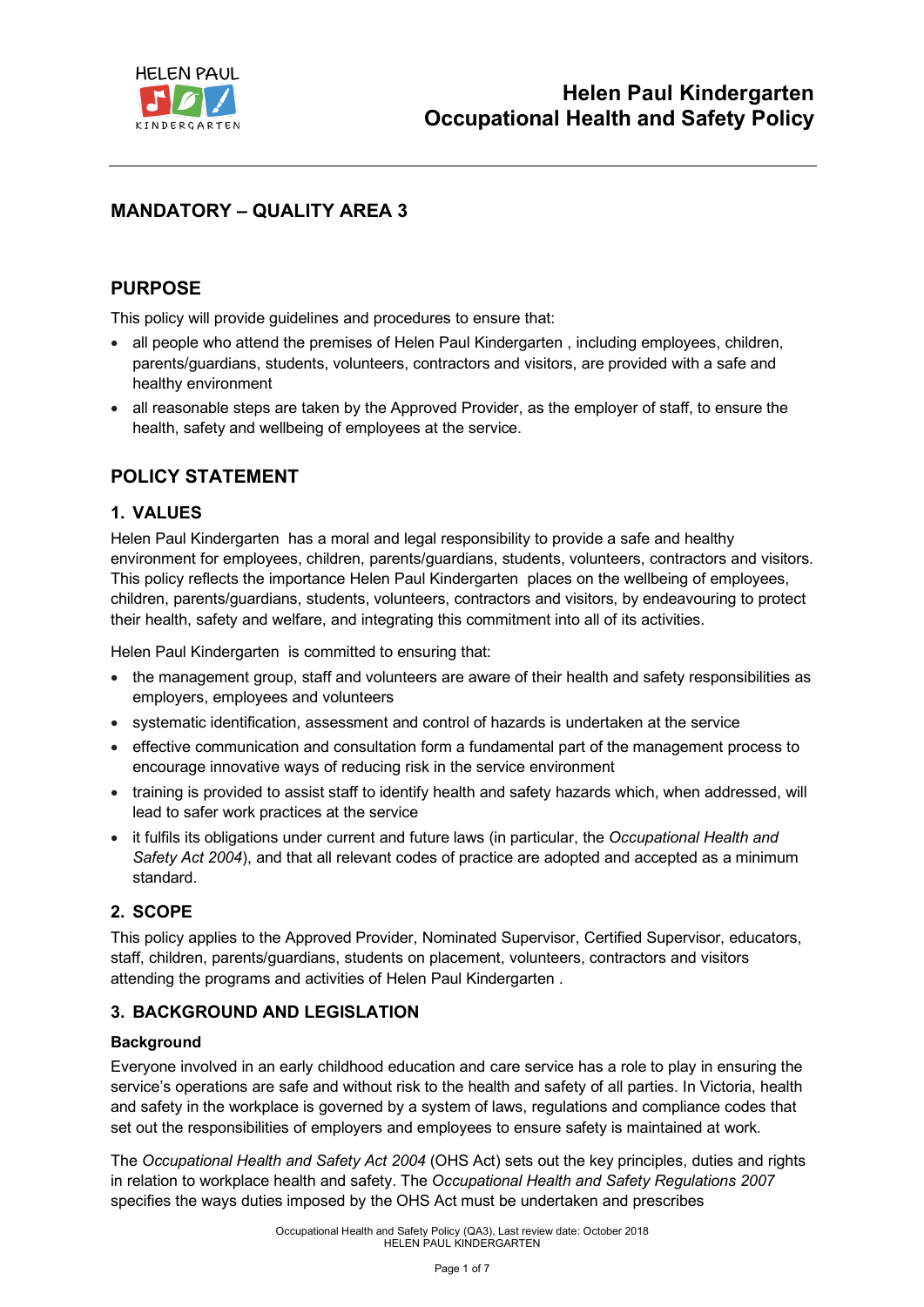# Helen Paul Kindergarten Occupational Health and Safety Policy

## MANDATORY – QUALITY AREA 3

## PURPOSE

This policy will provide guidelines and procedures to ensure that:

- all people who attend the premises of Helen Paul Kindergarten , including employees, children, parents/guardians, students, volunteers, contractors and visitors, are provided with a safe and healthy environment
- all reasonable steps are taken by the Approved Provider, as the employer of staff, to ensure the health, safety and wellbeing of employees at the service.

## POLICY STATEMENT

### 1. VALUES

Helen Paul Kindergarten has a moral and legal responsibility to provide a safe and healthy environment for employees, children, parents/guardians, students, volunteers, contractors and visitors. This policy reflects the importance Helen Paul Kindergarten places on the wellbeing of employees, children, parents/guardians, students, volunteers, contractors and visitors, by endeavouring to protect their health, safety and welfare, and integrating this commitment into all of its activities.

Helen Paul Kindergarten is committed to ensuring that:

- the management group, staff and volunteers are aware of their health and safety responsibilities as employers, employees and volunteers
- systematic identification, assessment and control of hazards is undertaken at the service
- effective communication and consultation form a fundamental part of the management process to encourage innovative ways of reducing risk in the service environment
- training is provided to assist staff to identify health and safety hazards which, when addressed, will lead to safer work practices at the service
- it fulfils its obligations under current and future laws (in particular, the *Occupational Health and Safety Act 2004*), and that all relevant codes of practice are adopted and accepted as a minimum standard.

### 2. SCOPE

This policy applies to the Approved Provider, Nominated Supervisor, Certified Supervisor, educators, staff, children, parents/guardians, students on placement, volunteers, contractors and visitors attending the programs and activities of Helen Paul Kindergarten .

### 3. BACKGROUND AND LEGISLATION

**Background**

Everyone involved in an early childhood education and care service has a role to play in ensuring the service's operations are safe and without risk to the health and safety of all parties. In Victoria, health and safety in the workplace is governed by a system of laws, regulations and compliance codes that set out the responsibilities of employers and employees to ensure safety is maintained at work.

The *Occupational Health and Safety Act 2004* (OHS Act) sets out the key principles, duties and rights in relation to workplace health and safety. The *Occupational Health and Safety Regulations 2007* specifies the ways duties imposed by the OHS Act must be undertaken and prescribes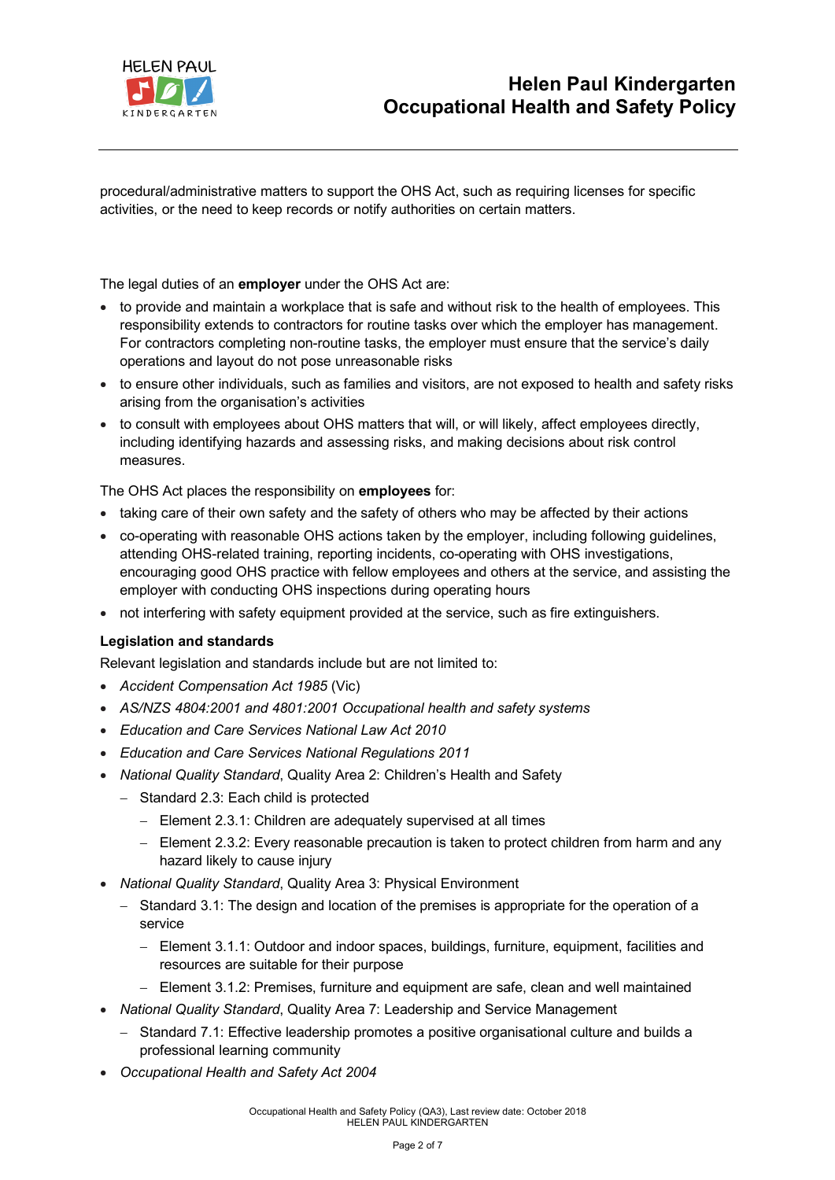procedural/administrative matters to support the OHS Act, such as requiring licenses for specific activities, or the need to keep records or notify authorities on certain matters.

The legal duties of an **employer** under the OHS Act are:

- to provide and maintain a workplace that is safe and without risk to the health of employees. This responsibility extends to contractors for routine tasks over which the employer has management. For contractors completing non-routine tasks, the employer must ensure that the service's daily operations and layout do not pose unreasonable risks
- to ensure other individuals, such as families and visitors, are not exposed to health and safety risks arising from the organisation's activities
- to consult with employees about OHS matters that will, or will likely, affect employees directly, including identifying hazards and assessing risks, and making decisions about risk control measures.

The OHS Act places the responsibility on **employees** for:

- taking care of their own safety and the safety of others who may be affected by their actions
- co-operating with reasonable OHS actions taken by the employer, including following guidelines, attending OHS-related training, reporting incidents, co-operating with OHS investigations, encouraging good OHS practice with fellow employees and others at the service, and assisting the employer with conducting OHS inspections during operating hours
- not interfering with safety equipment provided at the service, such as fire extinguishers.

**Legislation and standards**

Relevant legislation and standards include but are not limited to:

- *Accident Compensation Act 1985* (Vic)
- *AS/NZS 4804:2001 and 4801:2001 Occupational health and safety systems*
- *Education and Care Services National Law Act 2010*
- *Education and Care Services National Regulations 2011*
- *National Quality Standard*, Quality Area 2: Children's Health and Safety
  - Standard 2.3: Each child is protected
    - Element 2.3.1: Children are adequately supervised at all times
    - Element 2.3.2: Every reasonable precaution is taken to protect children from harm and any hazard likely to cause injury
- *National Quality Standard*, Quality Area 3: Physical Environment
  - Standard 3.1: The design and location of the premises is appropriate for the operation of a service
    - Element 3.1.1: Outdoor and indoor spaces, buildings, furniture, equipment, facilities and resources are suitable for their purpose
    - Element 3.1.2: Premises, furniture and equipment are safe, clean and well maintained
- *National Quality Standard*, Quality Area 7: Leadership and Service Management
  - Standard 7.1: Effective leadership promotes a positive organisational culture and builds a professional learning community
- *Occupational Health and Safety Act 2004*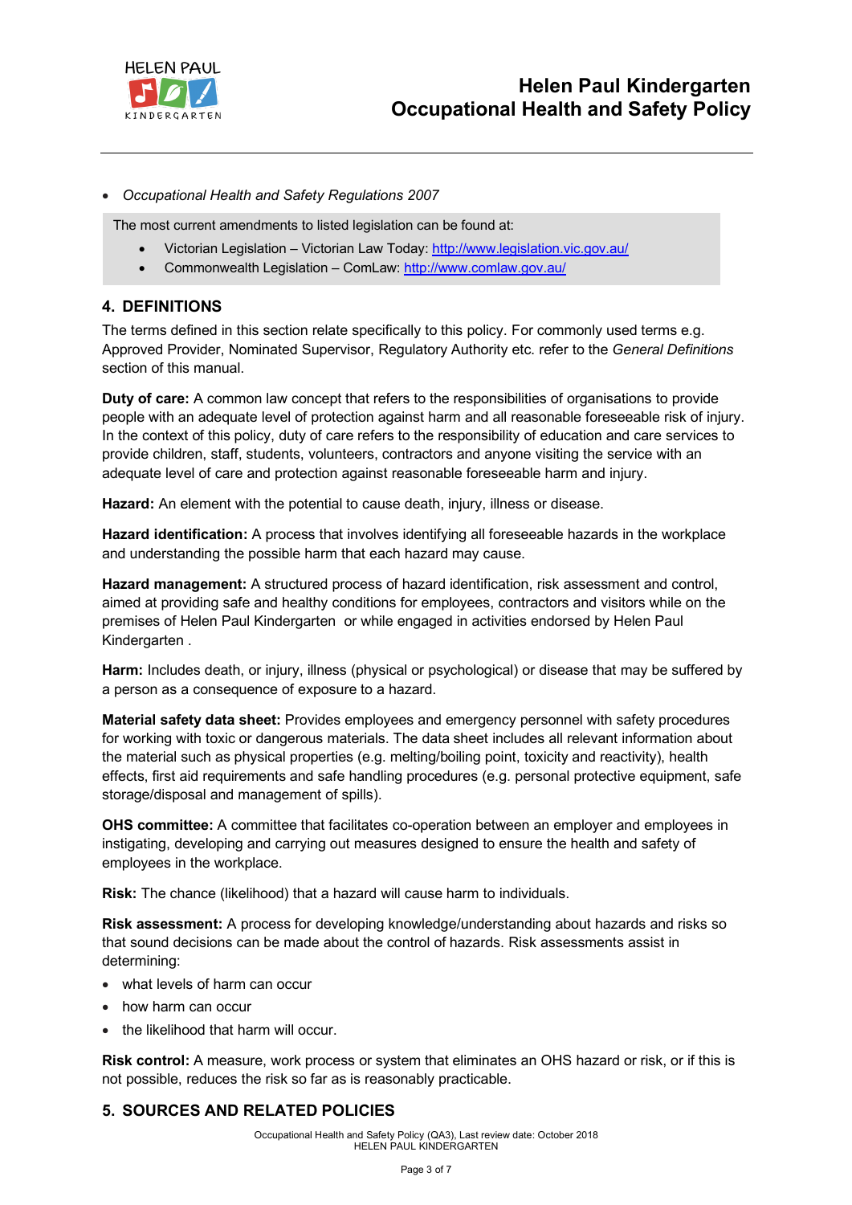- *Occupational Health and Safety Regulations 2007*

The most current amendments to listed legislation can be found at:

- Victorian Legislation – Victorian Law Today: http://www.legislation.vic.gov.au/
- Commonwealth Legislation – ComLaw: http://www.comlaw.gov.au/

## 4. DEFINITIONS

The terms defined in this section relate specifically to this policy. For commonly used terms e.g. Approved Provider, Nominated Supervisor, Regulatory Authority etc. refer to the *General Definitions* section of this manual.

**Duty of care:** A common law concept that refers to the responsibilities of organisations to provide people with an adequate level of protection against harm and all reasonable foreseeable risk of injury. In the context of this policy, duty of care refers to the responsibility of education and care services to provide children, staff, students, volunteers, contractors and anyone visiting the service with an adequate level of care and protection against reasonable foreseeable harm and injury.

**Hazard:** An element with the potential to cause death, injury, illness or disease.

**Hazard identification:** A process that involves identifying all foreseeable hazards in the workplace and understanding the possible harm that each hazard may cause.

**Hazard management:** A structured process of hazard identification, risk assessment and control, aimed at providing safe and healthy conditions for employees, contractors and visitors while on the premises of Helen Paul Kindergarten or while engaged in activities endorsed by Helen Paul Kindergarten .

**Harm:** Includes death, or injury, illness (physical or psychological) or disease that may be suffered by a person as a consequence of exposure to a hazard.

**Material safety data sheet:** Provides employees and emergency personnel with safety procedures for working with toxic or dangerous materials. The data sheet includes all relevant information about the material such as physical properties (e.g. melting/boiling point, toxicity and reactivity), health effects, first aid requirements and safe handling procedures (e.g. personal protective equipment, safe storage/disposal and management of spills).

**OHS committee:** A committee that facilitates co-operation between an employer and employees in instigating, developing and carrying out measures designed to ensure the health and safety of employees in the workplace.

**Risk:** The chance (likelihood) that a hazard will cause harm to individuals.

**Risk assessment:** A process for developing knowledge/understanding about hazards and risks so that sound decisions can be made about the control of hazards. Risk assessments assist in determining:

- what levels of harm can occur
- how harm can occur
- the likelihood that harm will occur.

**Risk control:** A measure, work process or system that eliminates an OHS hazard or risk, or if this is not possible, reduces the risk so far as is reasonably practicable.

## 5. SOURCES AND RELATED POLICIES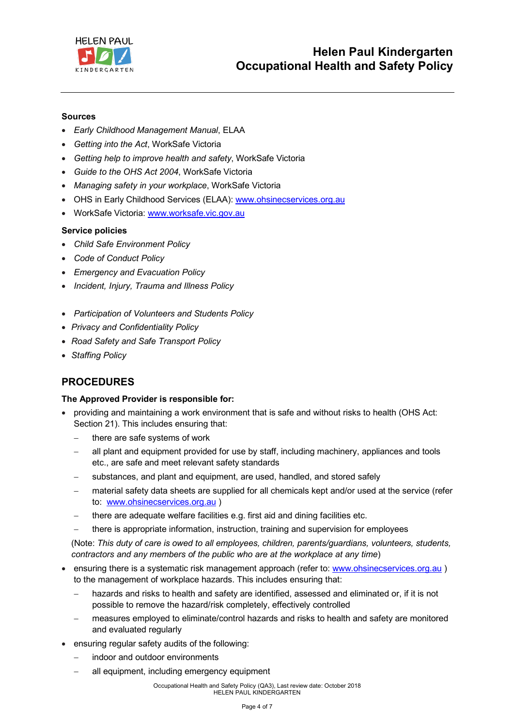**Sources**

- *Early Childhood Management Manual*, ELAA
- *Getting into the Act*, WorkSafe Victoria
- *Getting help to improve health and safety*, WorkSafe Victoria
- *Guide to the OHS Act 2004*, WorkSafe Victoria
- *Managing safety in your workplace*, WorkSafe Victoria
- OHS in Early Childhood Services (ELAA): www.ohsinecservices.org.au
- WorkSafe Victoria: www.worksafe.vic.gov.au

**Service policies**

- *Child Safe Environment Policy*
- *Code of Conduct Policy*
- *Emergency and Evacuation Policy*
- *Incident, Injury, Trauma and Illness Policy*
- *Participation of Volunteers and Students Policy*
- *Privacy and Confidentiality Policy*
- *Road Safety and Safe Transport Policy*
- *Staffing Policy*

## PROCEDURES

**The Approved Provider is responsible for:**

- providing and maintaining a work environment that is safe and without risks to health (OHS Act: Section 21). This includes ensuring that:
  - there are safe systems of work
  - all plant and equipment provided for use by staff, including machinery, appliances and tools etc., are safe and meet relevant safety standards
  - substances, and plant and equipment, are used, handled, and stored safely
  - material safety data sheets are supplied for all chemicals kept and/or used at the service (refer to: www.ohsinecservices.org.au )
  - there are adequate welfare facilities e.g. first aid and dining facilities etc.
  - there is appropriate information, instruction, training and supervision for employees

  (Note: *This duty of care is owed to all employees, children, parents/guardians, volunteers, students, contractors and any members of the public who are at the workplace at any time*)
- ensuring there is a systematic risk management approach (refer to: www.ohsinecservices.org.au ) to the management of workplace hazards. This includes ensuring that:
  - hazards and risks to health and safety are identified, assessed and eliminated or, if it is not possible to remove the hazard/risk completely, effectively controlled
  - measures employed to eliminate/control hazards and risks to health and safety are monitored and evaluated regularly
- ensuring regular safety audits of the following:
  - indoor and outdoor environments
  - all equipment, including emergency equipment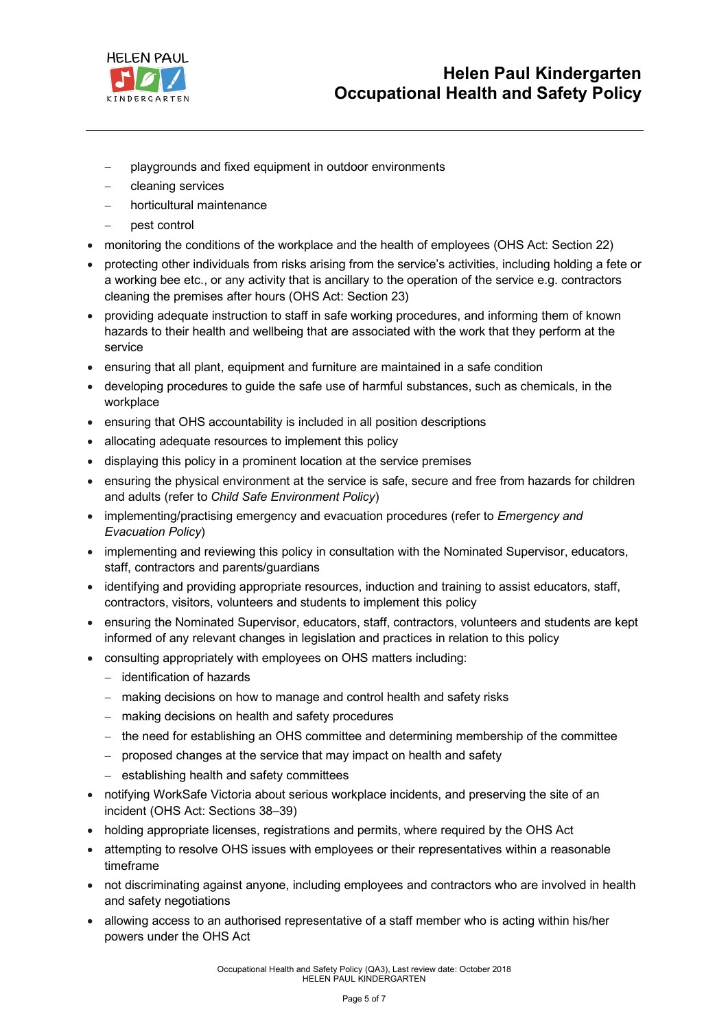- playgrounds and fixed equipment in outdoor environments
  - cleaning services
  - horticultural maintenance
  - pest control
- monitoring the conditions of the workplace and the health of employees (OHS Act: Section 22)
- protecting other individuals from risks arising from the service's activities, including holding a fete or a working bee etc., or any activity that is ancillary to the operation of the service e.g. contractors cleaning the premises after hours (OHS Act: Section 23)
- providing adequate instruction to staff in safe working procedures, and informing them of known hazards to their health and wellbeing that are associated with the work that they perform at the service
- ensuring that all plant, equipment and furniture are maintained in a safe condition
- developing procedures to guide the safe use of harmful substances, such as chemicals, in the workplace
- ensuring that OHS accountability is included in all position descriptions
- allocating adequate resources to implement this policy
- displaying this policy in a prominent location at the service premises
- ensuring the physical environment at the service is safe, secure and free from hazards for children and adults (refer to *Child Safe Environment Policy*)
- implementing/practising emergency and evacuation procedures (refer to *Emergency and Evacuation Policy*)
- implementing and reviewing this policy in consultation with the Nominated Supervisor, educators, staff, contractors and parents/guardians
- identifying and providing appropriate resources, induction and training to assist educators, staff, contractors, visitors, volunteers and students to implement this policy
- ensuring the Nominated Supervisor, educators, staff, contractors, volunteers and students are kept informed of any relevant changes in legislation and practices in relation to this policy
- consulting appropriately with employees on OHS matters including:
  - identification of hazards
  - making decisions on how to manage and control health and safety risks
  - making decisions on health and safety procedures
  - the need for establishing an OHS committee and determining membership of the committee
  - proposed changes at the service that may impact on health and safety
  - establishing health and safety committees
- notifying WorkSafe Victoria about serious workplace incidents, and preserving the site of an incident (OHS Act: Sections 38–39)
- holding appropriate licenses, registrations and permits, where required by the OHS Act
- attempting to resolve OHS issues with employees or their representatives within a reasonable timeframe
- not discriminating against anyone, including employees and contractors who are involved in health and safety negotiations
- allowing access to an authorised representative of a staff member who is acting within his/her powers under the OHS Act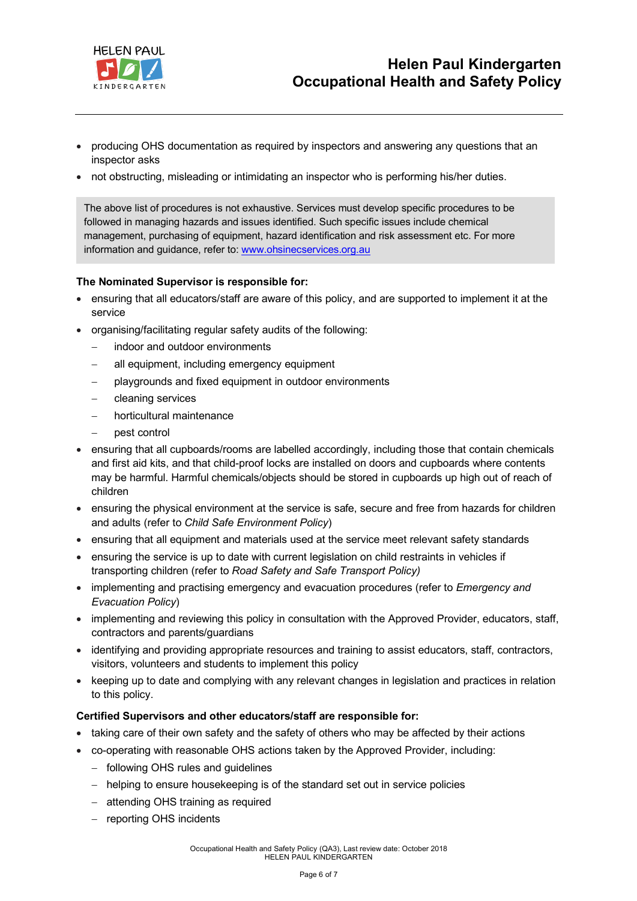- producing OHS documentation as required by inspectors and answering any questions that an inspector asks
- not obstructing, misleading or intimidating an inspector who is performing his/her duties.

> The above list of procedures is not exhaustive. Services must develop specific procedures to be followed in managing hazards and issues identified. Such specific issues include chemical management, purchasing of equipment, hazard identification and risk assessment etc. For more information and guidance, refer to: [www.ohsinecservices.org.au](http://www.ohsinecservices.org.au)

**The Nominated Supervisor is responsible for:**

- ensuring that all educators/staff are aware of this policy, and are supported to implement it at the service
- organising/facilitating regular safety audits of the following:
  - indoor and outdoor environments
  - all equipment, including emergency equipment
  - playgrounds and fixed equipment in outdoor environments
  - cleaning services
  - horticultural maintenance
  - pest control
- ensuring that all cupboards/rooms are labelled accordingly, including those that contain chemicals and first aid kits, and that child-proof locks are installed on doors and cupboards where contents may be harmful. Harmful chemicals/objects should be stored in cupboards up high out of reach of children
- ensuring the physical environment at the service is safe, secure and free from hazards for children and adults (refer to *Child Safe Environment Policy*)
- ensuring that all equipment and materials used at the service meet relevant safety standards
- ensuring the service is up to date with current legislation on child restraints in vehicles if transporting children (refer to *Road Safety and Safe Transport Policy)*
- implementing and practising emergency and evacuation procedures (refer to *Emergency and Evacuation Policy*)
- implementing and reviewing this policy in consultation with the Approved Provider, educators, staff, contractors and parents/guardians
- identifying and providing appropriate resources and training to assist educators, staff, contractors, visitors, volunteers and students to implement this policy
- keeping up to date and complying with any relevant changes in legislation and practices in relation to this policy.

**Certified Supervisors and other educators/staff are responsible for:**

- taking care of their own safety and the safety of others who may be affected by their actions
- co-operating with reasonable OHS actions taken by the Approved Provider, including:
  - following OHS rules and guidelines
  - helping to ensure housekeeping is of the standard set out in service policies
  - attending OHS training as required
  - reporting OHS incidents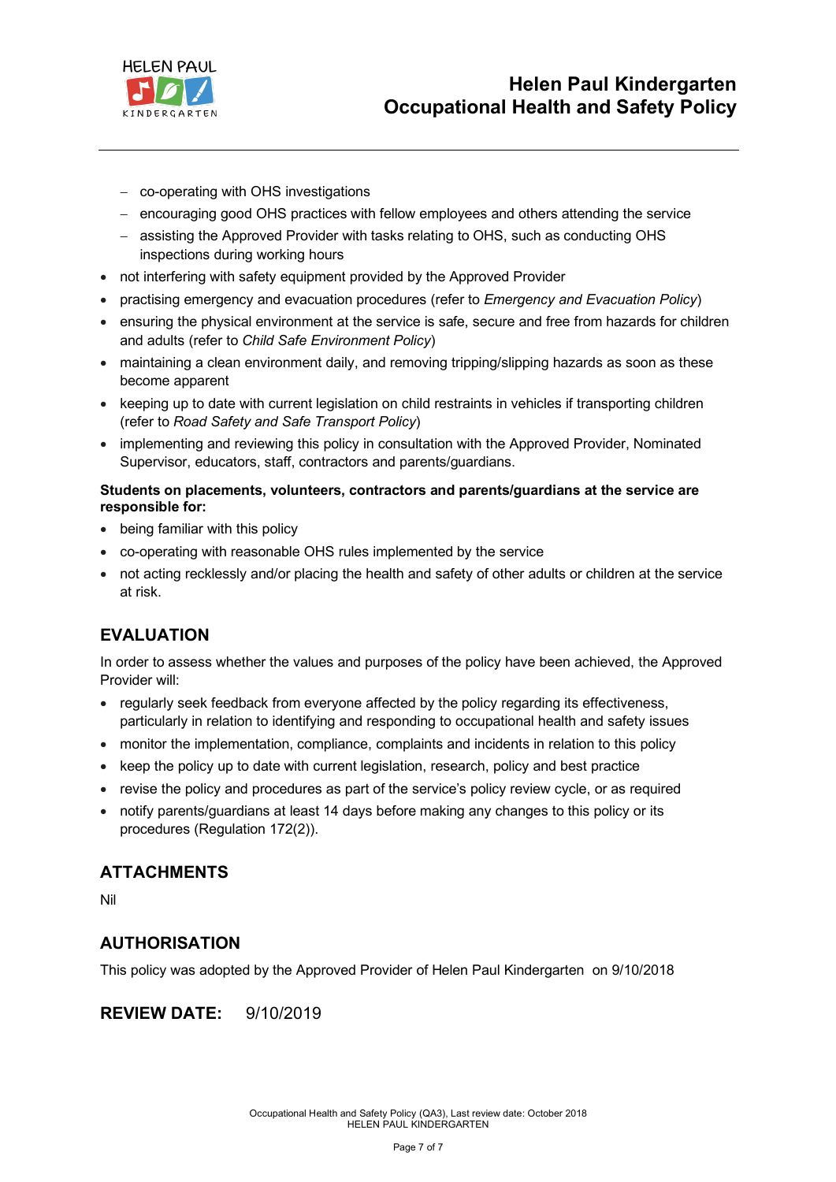- co-operating with OHS investigations
  - encouraging good OHS practices with fellow employees and others attending the service
  - assisting the Approved Provider with tasks relating to OHS, such as conducting OHS inspections during working hours
- not interfering with safety equipment provided by the Approved Provider
- practising emergency and evacuation procedures (refer to *Emergency and Evacuation Policy*)
- ensuring the physical environment at the service is safe, secure and free from hazards for children and adults (refer to *Child Safe Environment Policy*)
- maintaining a clean environment daily, and removing tripping/slipping hazards as soon as these become apparent
- keeping up to date with current legislation on child restraints in vehicles if transporting children (refer to *Road Safety and Safe Transport Policy*)
- implementing and reviewing this policy in consultation with the Approved Provider, Nominated Supervisor, educators, staff, contractors and parents/guardians.

**Students on placements, volunteers, contractors and parents/guardians at the service are responsible for:**

- being familiar with this policy
- co-operating with reasonable OHS rules implemented by the service
- not acting recklessly and/or placing the health and safety of other adults or children at the service at risk.

## EVALUATION

In order to assess whether the values and purposes of the policy have been achieved, the Approved Provider will:

- regularly seek feedback from everyone affected by the policy regarding its effectiveness, particularly in relation to identifying and responding to occupational health and safety issues
- monitor the implementation, compliance, complaints and incidents in relation to this policy
- keep the policy up to date with current legislation, research, policy and best practice
- revise the policy and procedures as part of the service's policy review cycle, or as required
- notify parents/guardians at least 14 days before making any changes to this policy or its procedures (Regulation 172(2)).

## ATTACHMENTS

Nil

## AUTHORISATION

This policy was adopted by the Approved Provider of Helen Paul Kindergarten on 9/10/2018

## REVIEW DATE: 9/10/2019